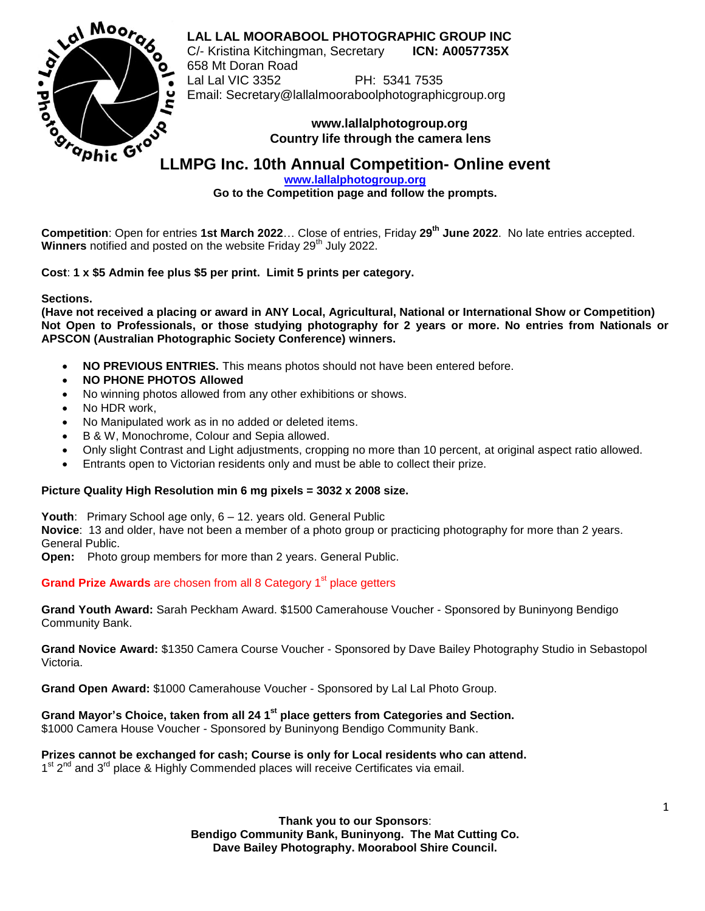# LAL LAL MOORABOOL PHOTOGRAPHIC GROUP INC

C/- Kristina Kitchingman, Secretary **ICN: A0057735X**
658 Mt Doran Road
Lal Lal VIC 3352 PH: 5341 7535
Email: Secretary@lallalmooraboolphotographicgroup.org

**www.lallalphotogroup.org**
**Country life through the camera lens**

## LLMPG Inc. 10th Annual Competition- Online event

**www.lallalphotogroup.org**
**Go to the Competition page and follow the prompts.**

**Competition**: Open for entries **1st March 2022**… Close of entries, Friday **29th June 2022**. No late entries accepted.
**Winners** notified and posted on the website Friday 29th July 2022.

**Cost**: **1 x $5 Admin fee plus $5 per print. Limit 5 prints per category.**

**Sections.**
**(Have not received a placing or award in ANY Local, Agricultural, National or International Show or Competition) Not Open to Professionals, or those studying photography for 2 years or more. No entries from Nationals or APSCON (Australian Photographic Society Conference) winners.**

- **NO PREVIOUS ENTRIES.** This means photos should not have been entered before.
- **NO PHONE PHOTOS Allowed**
- No winning photos allowed from any other exhibitions or shows.
- No HDR work,
- No Manipulated work as in no added or deleted items.
- B & W, Monochrome, Colour and Sepia allowed.
- Only slight Contrast and Light adjustments, cropping no more than 10 percent, at original aspect ratio allowed.
- Entrants open to Victorian residents only and must be able to collect their prize.

**Picture Quality High Resolution min 6 mg pixels = 3032 x 2008 size.**

**Youth**: Primary School age only, 6 – 12. years old. General Public
**Novice**: 13 and older, have not been a member of a photo group or practicing photography for more than 2 years. General Public.
**Open:** Photo group members for more than 2 years. General Public.

**Grand Prize Awards** are chosen from all 8 Category 1st place getters

**Grand Youth Award:** Sarah Peckham Award. $1500 Camerahouse Voucher - Sponsored by Buninyong Bendigo Community Bank.

**Grand Novice Award:** $1350 Camera Course Voucher - Sponsored by Dave Bailey Photography Studio in Sebastopol Victoria.

**Grand Open Award:** $1000 Camerahouse Voucher - Sponsored by Lal Lal Photo Group.

**Grand Mayor's Choice, taken from all 24 1st place getters from Categories and Section.**
$1000 Camera House Voucher - Sponsored by Buninyong Bendigo Community Bank.

**Prizes cannot be exchanged for cash; Course is only for Local residents who can attend.**
1st 2nd and 3rd place & Highly Commended places will receive Certificates via email.

**Thank you to our Sponsors**:
**Bendigo Community Bank, Buninyong. The Mat Cutting Co.**
**Dave Bailey Photography. Moorabool Shire Council.**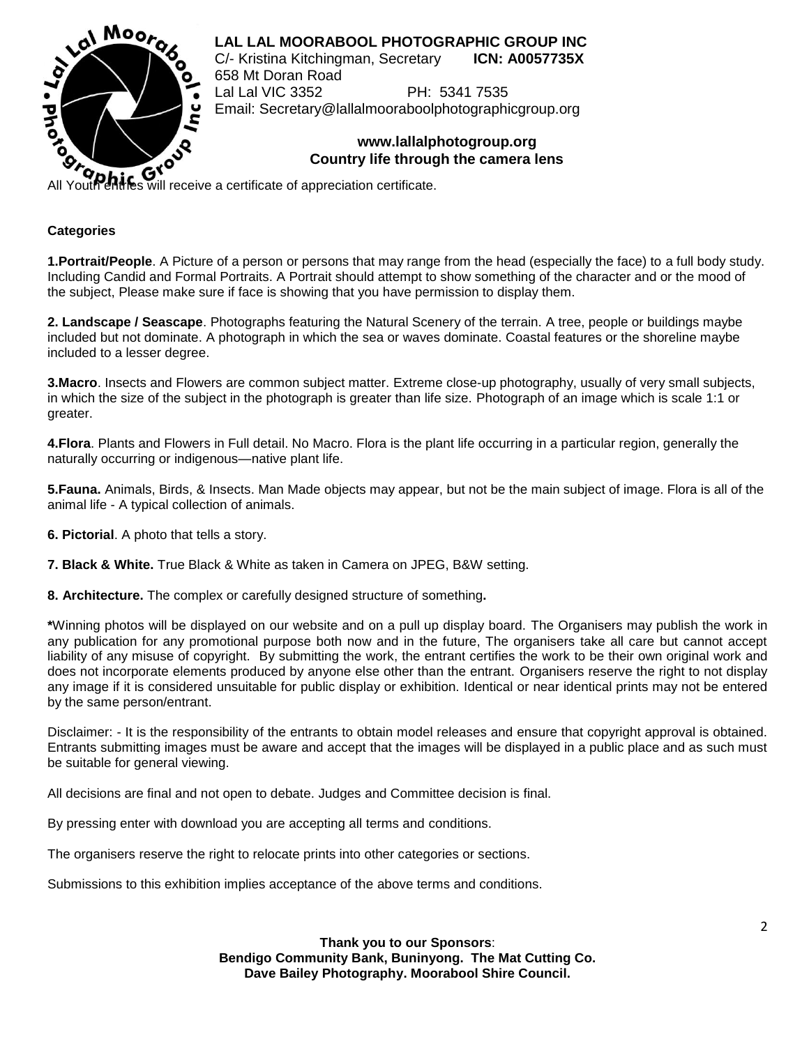**LAL LAL MOORABOOL PHOTOGRAPHIC GROUP INC**
C/- Kristina Kitchingman, Secretary **ICN: A0057735X**
658 Mt Doran Road
Lal Lal VIC 3352 PH: 5341 7535
Email: Secretary@lallalmooraboolphotographicgroup.org

**www.lallalphotogroup.org**
**Country life through the camera lens**

All Youth entries will receive a certificate of appreciation certificate.

**Categories**

**1.Portrait/People**. A Picture of a person or persons that may range from the head (especially the face) to a full body study. Including Candid and Formal Portraits. A Portrait should attempt to show something of the character and or the mood of the subject, Please make sure if face is showing that you have permission to display them.

**2. Landscape / Seascape**. Photographs featuring the Natural Scenery of the terrain. A tree, people or buildings maybe included but not dominate. A photograph in which the sea or waves dominate. Coastal features or the shoreline maybe included to a lesser degree.

**3.Macro**. Insects and Flowers are common subject matter. Extreme close-up photography, usually of very small subjects, in which the size of the subject in the photograph is greater than life size. Photograph of an image which is scale 1:1 or greater.

**4.Flora**. Plants and Flowers in Full detail. No Macro. Flora is the plant life occurring in a particular region, generally the naturally occurring or indigenous—native plant life.

**5.Fauna.** Animals, Birds, & Insects. Man Made objects may appear, but not be the main subject of image. Flora is all of the animal life - A typical collection of animals.

**6. Pictorial**. A photo that tells a story.

**7. Black & White.** True Black & White as taken in Camera on JPEG, B&W setting.

**8. Architecture.** The complex or carefully designed structure of something**.**

**\***Winning photos will be displayed on our website and on a pull up display board. The Organisers may publish the work in any publication for any promotional purpose both now and in the future, The organisers take all care but cannot accept liability of any misuse of copyright. By submitting the work, the entrant certifies the work to be their own original work and does not incorporate elements produced by anyone else other than the entrant. Organisers reserve the right to not display any image if it is considered unsuitable for public display or exhibition. Identical or near identical prints may not be entered by the same person/entrant.

Disclaimer: - It is the responsibility of the entrants to obtain model releases and ensure that copyright approval is obtained. Entrants submitting images must be aware and accept that the images will be displayed in a public place and as such must be suitable for general viewing.

All decisions are final and not open to debate. Judges and Committee decision is final.

By pressing enter with download you are accepting all terms and conditions.

The organisers reserve the right to relocate prints into other categories or sections.

Submissions to this exhibition implies acceptance of the above terms and conditions.

**Thank you to our Sponsors**:
**Bendigo Community Bank, Buninyong. The Mat Cutting Co.**
**Dave Bailey Photography. Moorabool Shire Council.**